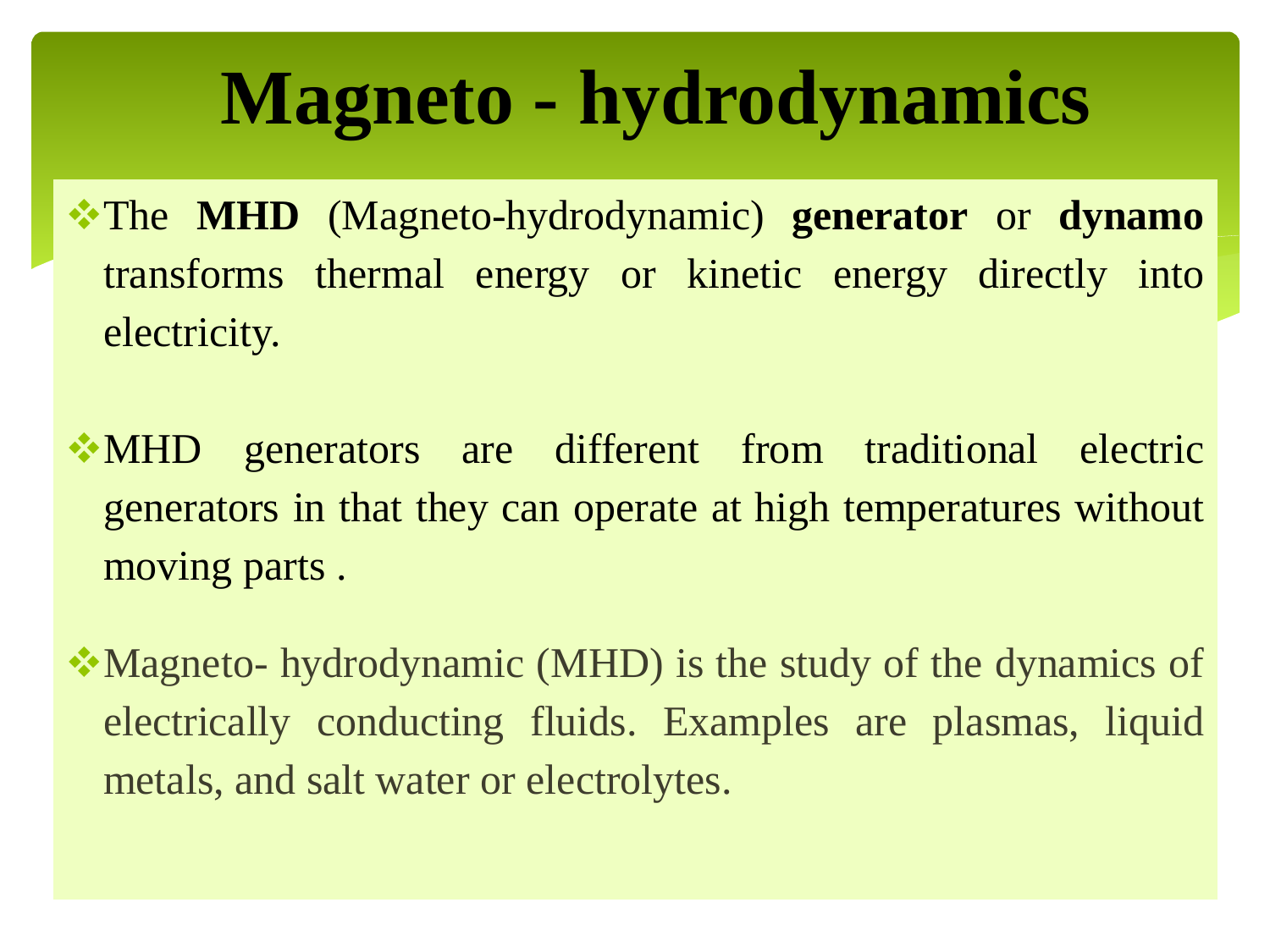# Magneto - hydrodynamics

- The **MHD** (Magneto-hydrodynamic) **generator** or **dynamo** transforms thermal energy or kinetic energy directly into electricity.

- MHD generators are different from traditional electric generators in that they can operate at high temperatures without moving parts .

- Magneto- hydrodynamic (MHD) is the study of the dynamics of electrically conducting fluids. Examples are plasmas, liquid metals, and salt water or electrolytes.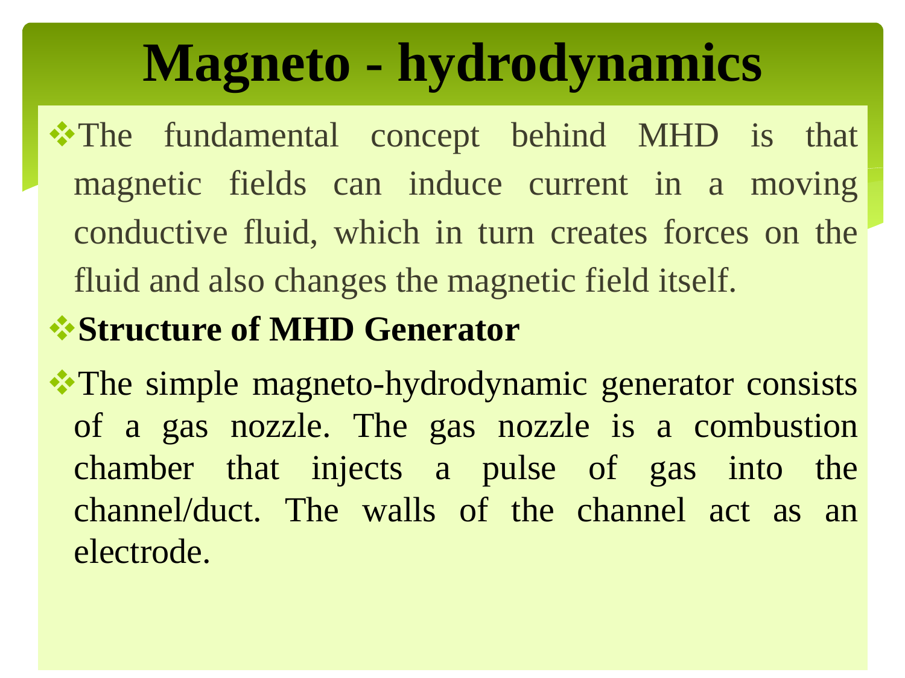# Magneto - hydrodynamics

- The fundamental concept behind MHD is that magnetic fields can induce current in a moving conductive fluid, which in turn creates forces on the fluid and also changes the magnetic field itself.
- **Structure of MHD Generator**
- The simple magneto-hydrodynamic generator consists of a gas nozzle. The gas nozzle is a combustion chamber that injects a pulse of gas into the channel/duct. The walls of the channel act as an electrode.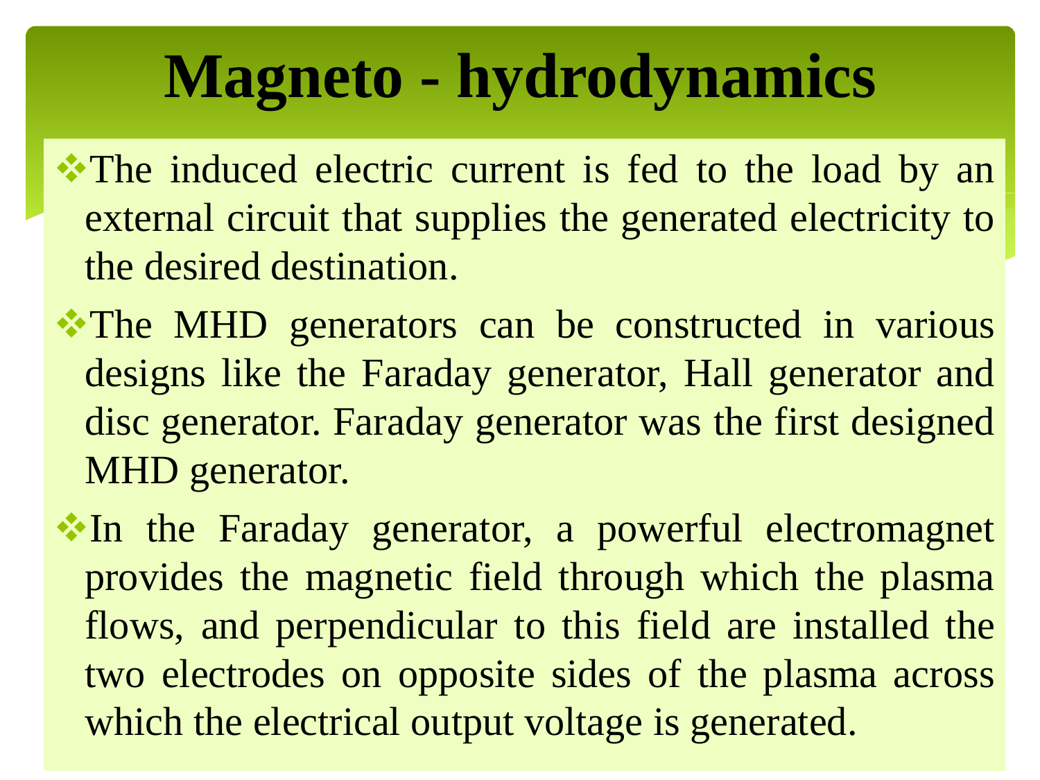# Magneto - hydrodynamics

- The induced electric current is fed to the load by an external circuit that supplies the generated electricity to the desired destination.
- The MHD generators can be constructed in various designs like the Faraday generator, Hall generator and disc generator. Faraday generator was the first designed MHD generator.
- In the Faraday generator, a powerful electromagnet provides the magnetic field through which the plasma flows, and perpendicular to this field are installed the two electrodes on opposite sides of the plasma across which the electrical output voltage is generated.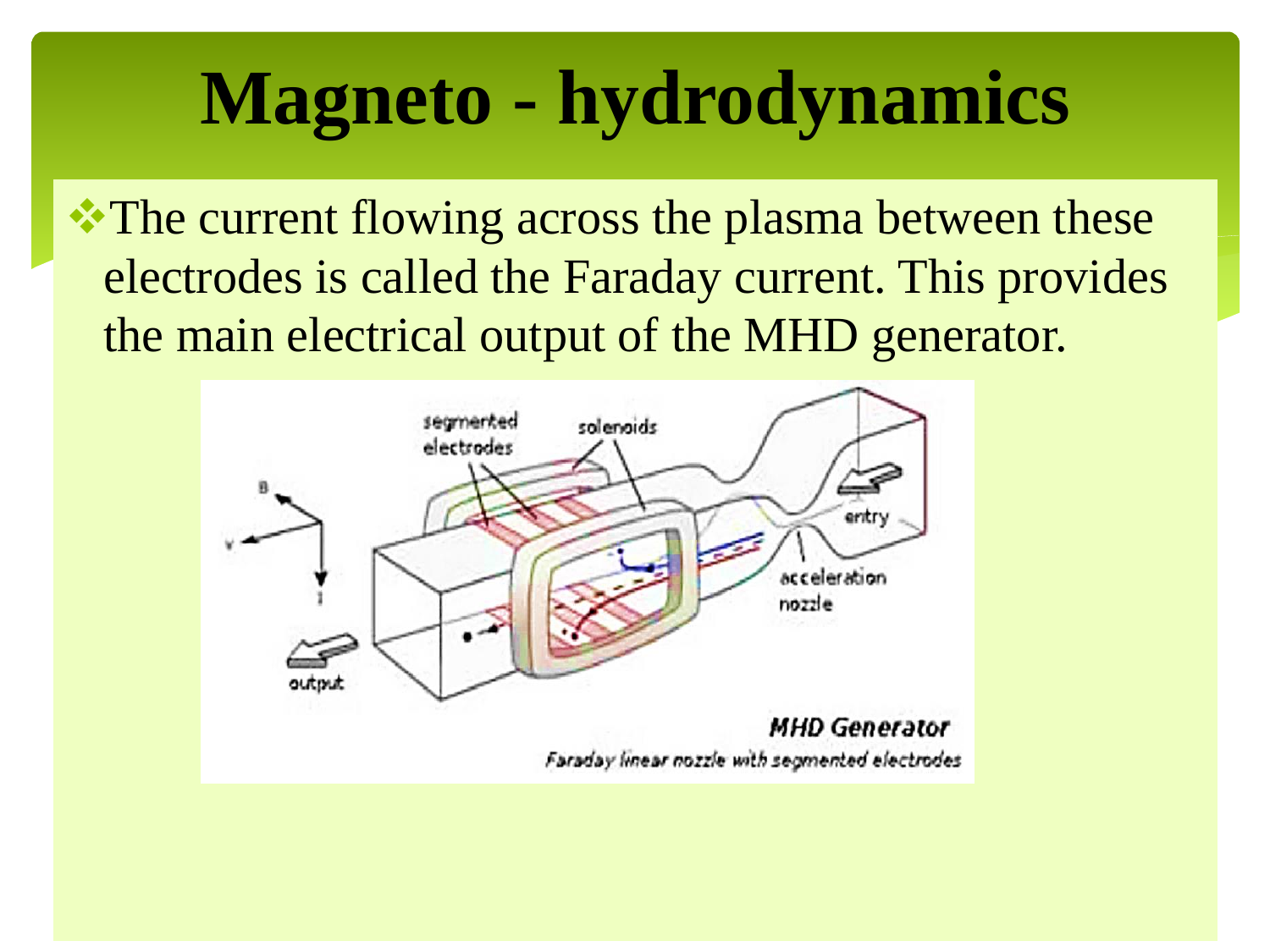# Magneto - hydrodynamics

- The current flowing across the plasma between these electrodes is called the Faraday current. This provides the main electrical output of the MHD generator.

segmented electrodes

solenoids

B

v

I

entry

acceleration nozzle

output

MHD Generator

Faraday linear nozzle with segmented electrodes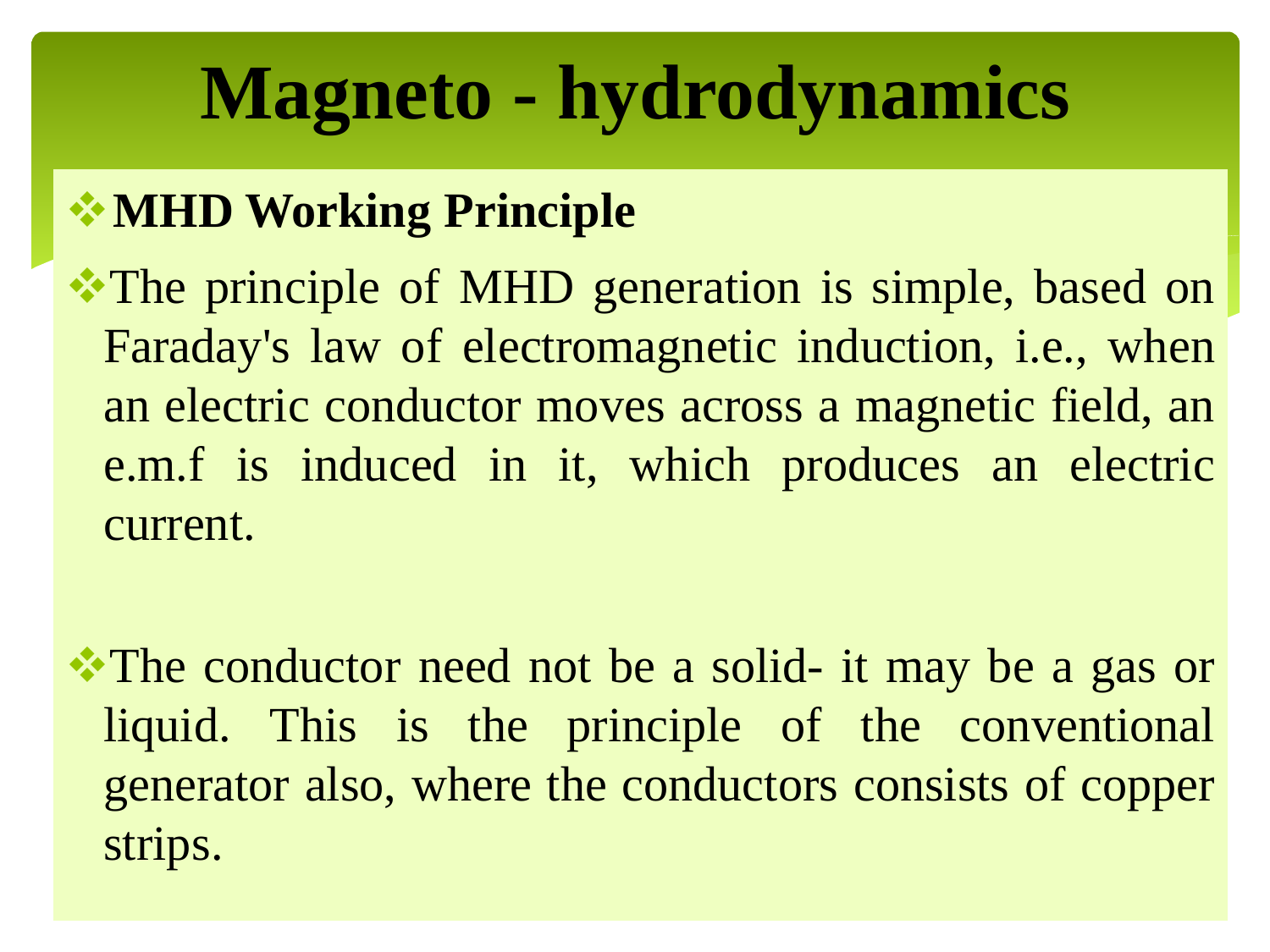# Magneto - hydrodynamics

- **MHD Working Principle**
- The principle of MHD generation is simple, based on Faraday's law of electromagnetic induction, i.e., when an electric conductor moves across a magnetic field, an e.m.f is induced in it, which produces an electric current.
- The conductor need not be a solid- it may be a gas or liquid. This is the principle of the conventional generator also, where the conductors consists of copper strips.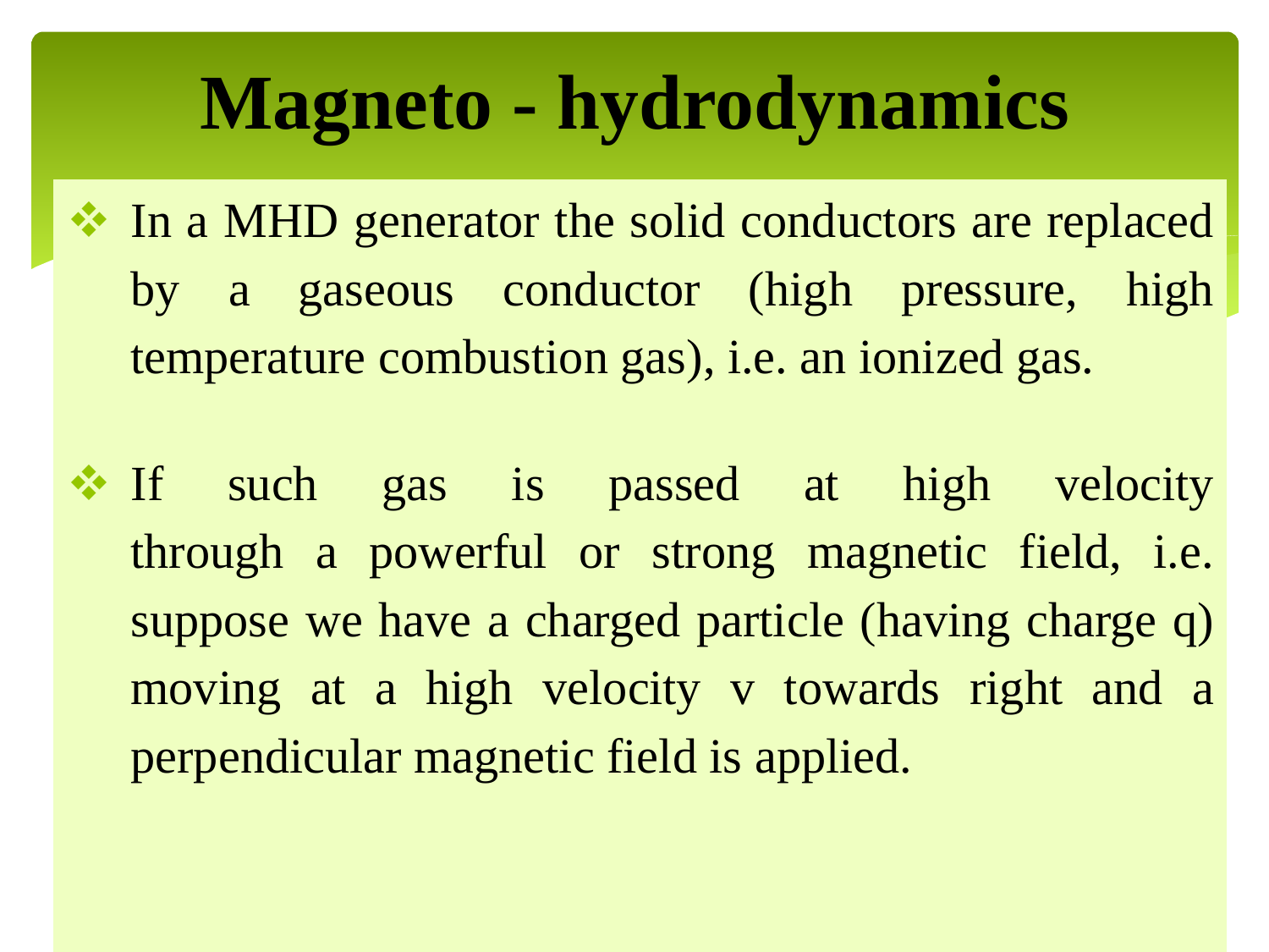# Magneto - hydrodynamics

- In a MHD generator the solid conductors are replaced by a gaseous conductor (high pressure, high temperature combustion gas), i.e. an ionized gas.

- If such gas is passed at high velocity through a powerful or strong magnetic field, i.e. suppose we have a charged particle (having charge q) moving at a high velocity v towards right and a perpendicular magnetic field is applied.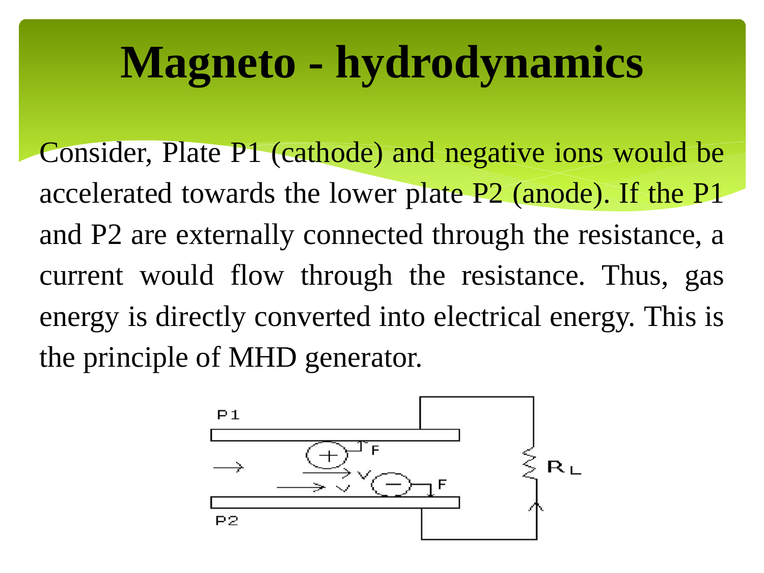# Magneto - hydrodynamics

Consider, Plate P1 (cathode) and negative ions would be accelerated towards the lower plate P2 (anode). If the P1 and P2 are externally connected through the resistance, a current would flow through the resistance. Thus, gas energy is directly converted into electrical energy. This is the principle of MHD generator.

P1

F

F

$R_L$

P2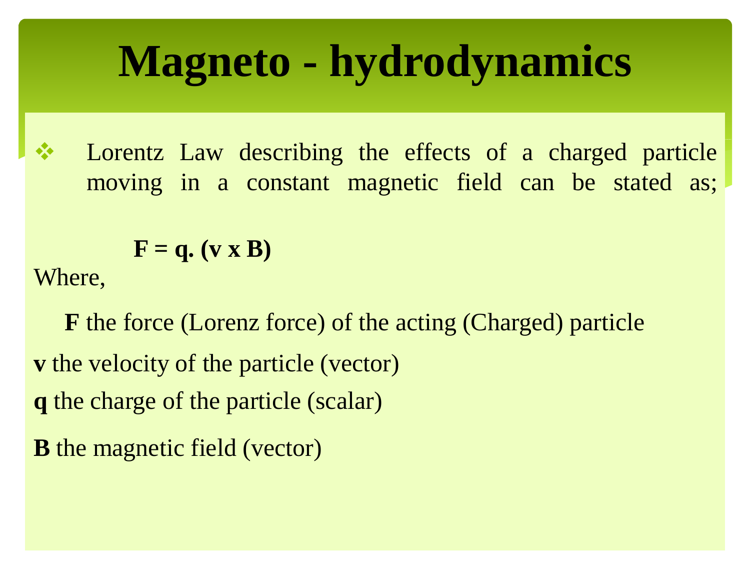# Magneto - hydrodynamics

- Lorentz Law describing the effects of a charged particle moving in a constant magnetic field can be stated as;

$$\mathbf{F} = q.\,(\mathbf{v} \times \mathbf{B})$$

Where,

**F** the force (Lorenz force) of the acting (Charged) particle

**v** the velocity of the particle (vector)

**q** the charge of the particle (scalar)

**B** the magnetic field (vector)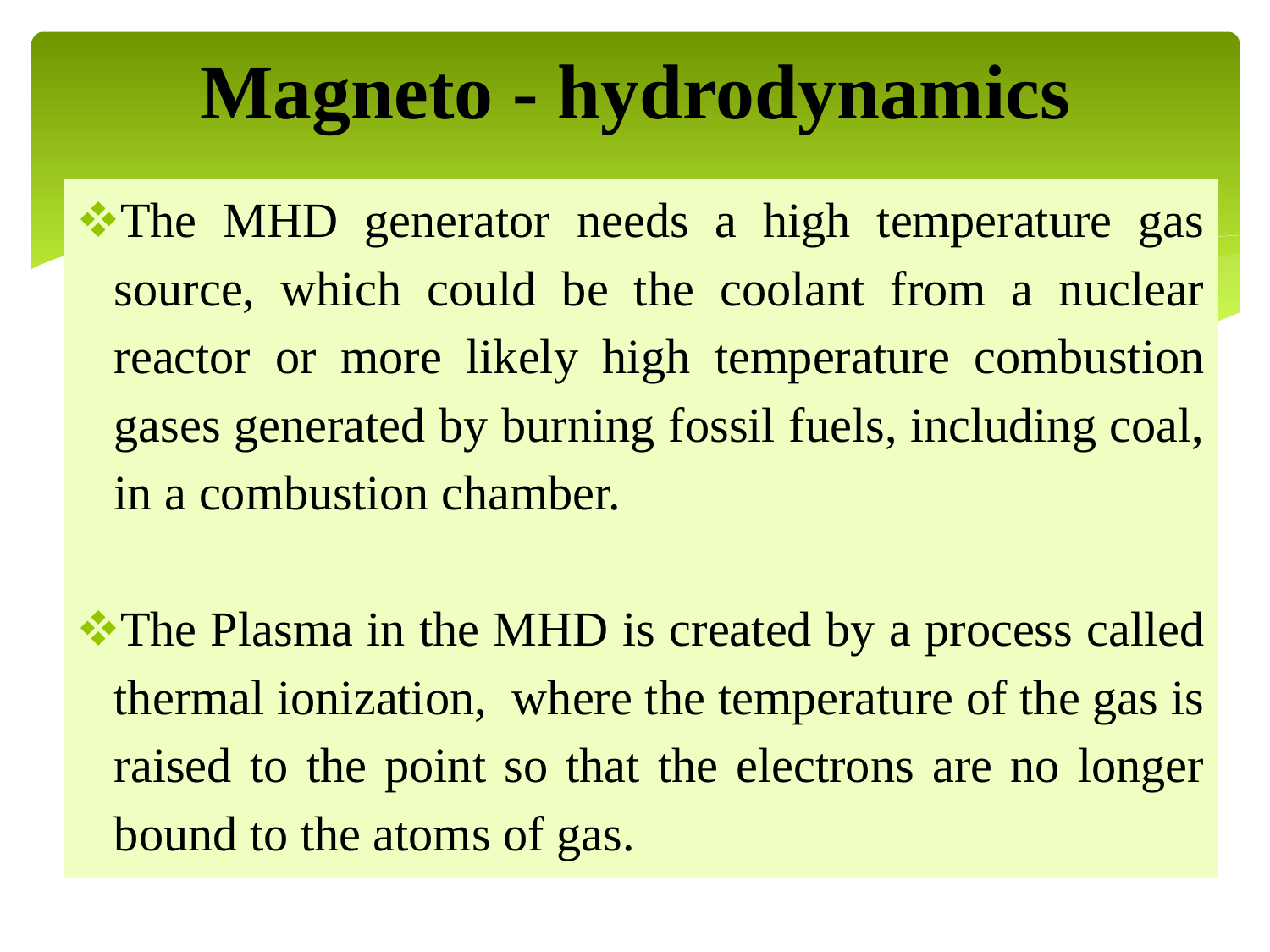# Magneto - hydrodynamics

- The MHD generator needs a high temperature gas source, which could be the coolant from a nuclear reactor or more likely high temperature combustion gases generated by burning fossil fuels, including coal, in a combustion chamber.

- The Plasma in the MHD is created by a process called thermal ionization, where the temperature of the gas is raised to the point so that the electrons are no longer bound to the atoms of gas.